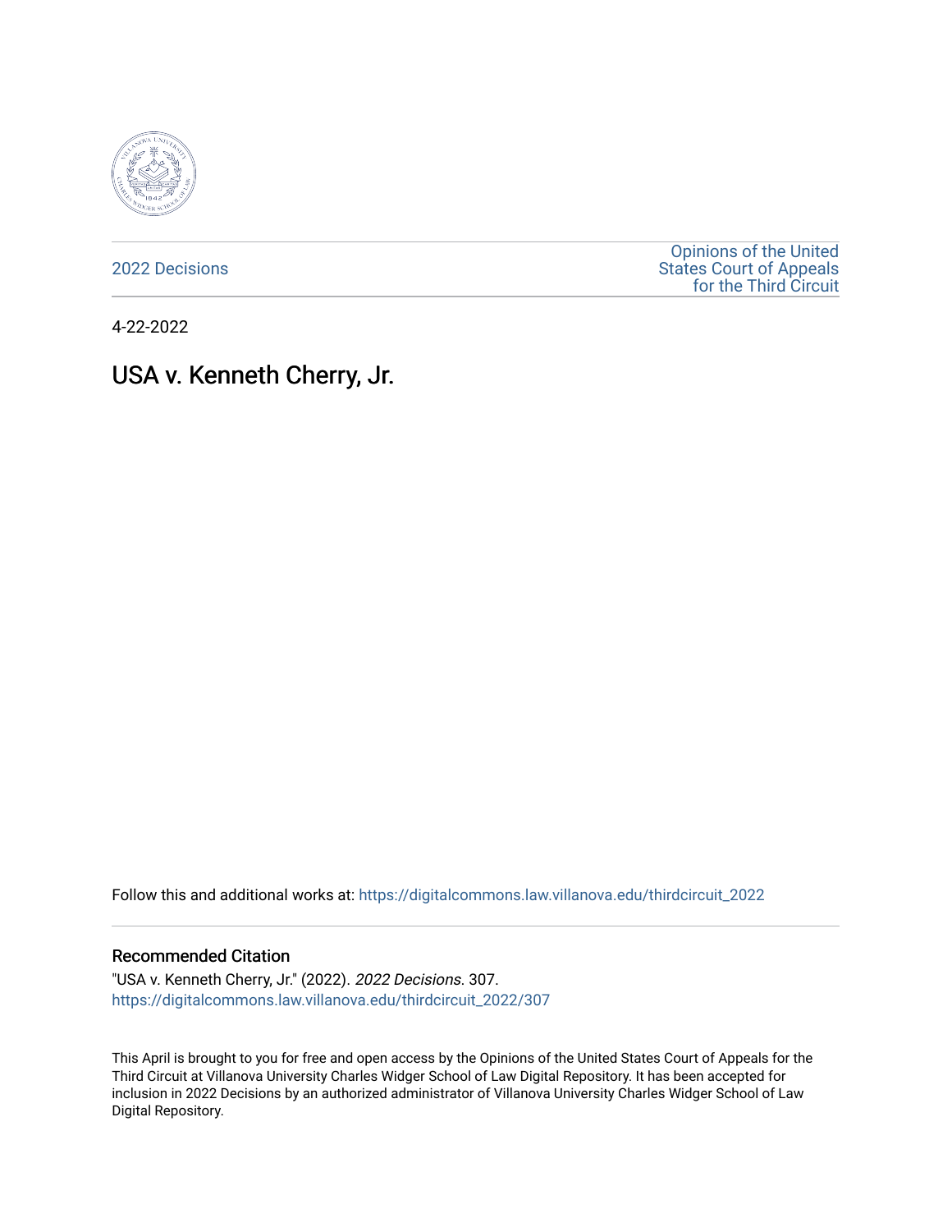2022 Decisions

Opinions of the United States Court of Appeals for the Third Circuit

4-22-2022

# USA v. Kenneth Cherry, Jr.

Follow this and additional works at: https://digitalcommons.law.villanova.edu/thirdcircuit_2022

## Recommended Citation

"USA v. Kenneth Cherry, Jr." (2022). *2022 Decisions*. 307.
https://digitalcommons.law.villanova.edu/thirdcircuit_2022/307

This April is brought to you for free and open access by the Opinions of the United States Court of Appeals for the Third Circuit at Villanova University Charles Widger School of Law Digital Repository. It has been accepted for inclusion in 2022 Decisions by an authorized administrator of Villanova University Charles Widger School of Law Digital Repository.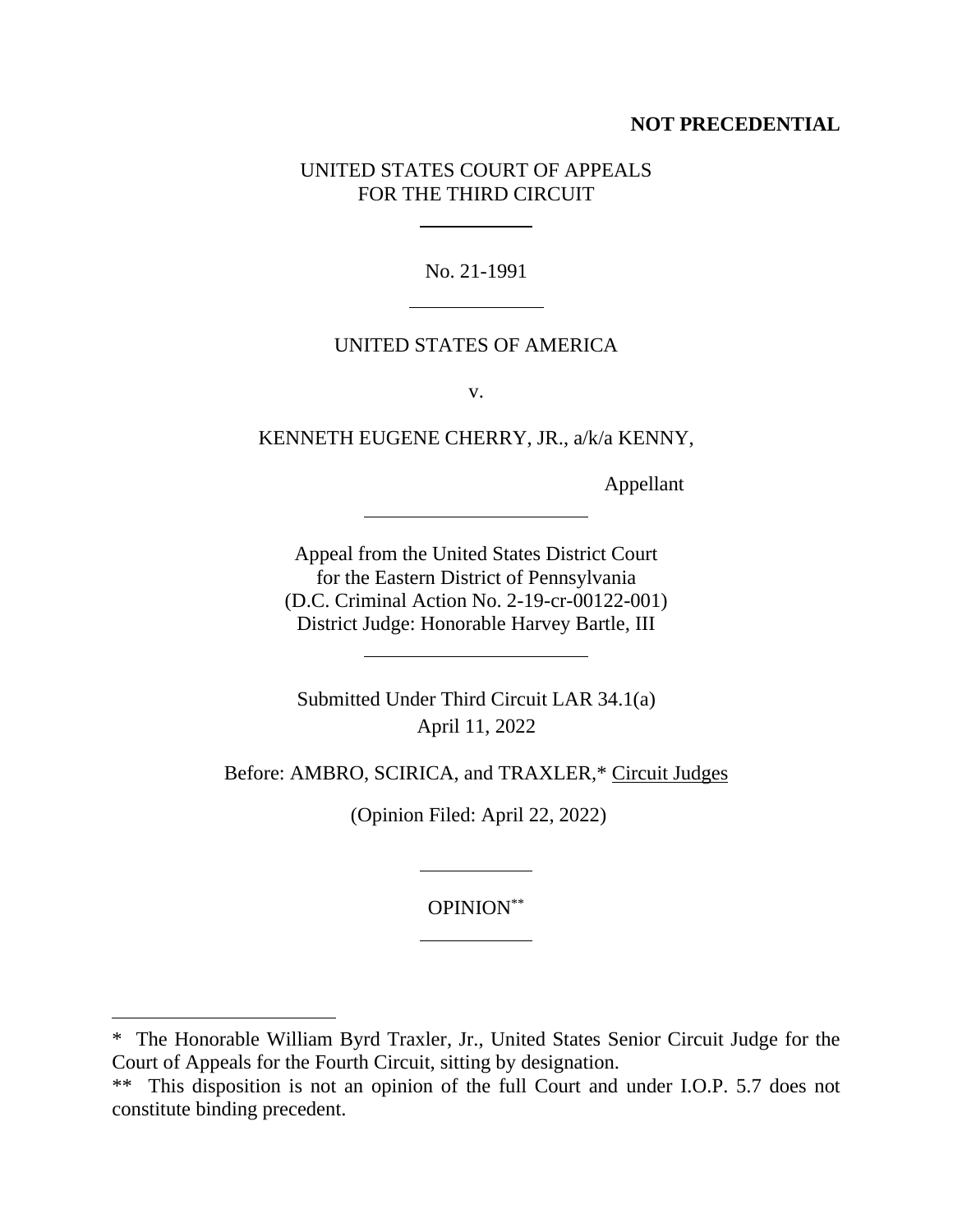**NOT PRECEDENTIAL**

UNITED STATES COURT OF APPEALS
FOR THE THIRD CIRCUIT

---

No. 21-1991

---

UNITED STATES OF AMERICA

v.

KENNETH EUGENE CHERRY, JR., a/k/a KENNY,

Appellant

---

Appeal from the United States District Court
for the Eastern District of Pennsylvania
(D.C. Criminal Action No. 2-19-cr-00122-001)
District Judge: Honorable Harvey Bartle, III

---

Submitted Under Third Circuit LAR 34.1(a)
April 11, 2022

Before: AMBRO, SCIRICA, and TRAXLER,* Circuit Judges

(Opinion Filed: April 22, 2022)

---

OPINION**

---

\* The Honorable William Byrd Traxler, Jr., United States Senior Circuit Judge for the Court of Appeals for the Fourth Circuit, sitting by designation.

\*\* This disposition is not an opinion of the full Court and under I.O.P. 5.7 does not constitute binding precedent.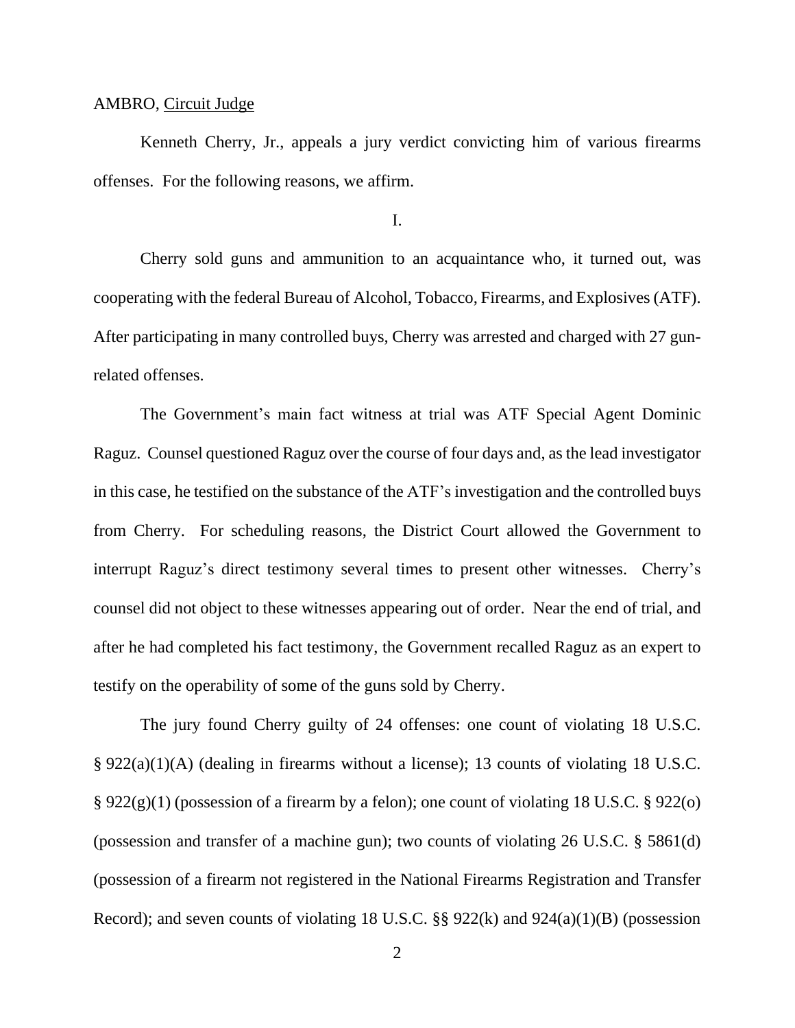AMBRO, Circuit Judge

Kenneth Cherry, Jr., appeals a jury verdict convicting him of various firearms offenses. For the following reasons, we affirm.

I.

Cherry sold guns and ammunition to an acquaintance who, it turned out, was cooperating with the federal Bureau of Alcohol, Tobacco, Firearms, and Explosives (ATF). After participating in many controlled buys, Cherry was arrested and charged with 27 gun-related offenses.

The Government's main fact witness at trial was ATF Special Agent Dominic Raguz. Counsel questioned Raguz over the course of four days and, as the lead investigator in this case, he testified on the substance of the ATF's investigation and the controlled buys from Cherry. For scheduling reasons, the District Court allowed the Government to interrupt Raguz's direct testimony several times to present other witnesses. Cherry's counsel did not object to these witnesses appearing out of order. Near the end of trial, and after he had completed his fact testimony, the Government recalled Raguz as an expert to testify on the operability of some of the guns sold by Cherry.

The jury found Cherry guilty of 24 offenses: one count of violating 18 U.S.C. § 922(a)(1)(A) (dealing in firearms without a license); 13 counts of violating 18 U.S.C. § 922(g)(1) (possession of a firearm by a felon); one count of violating 18 U.S.C. § 922(o) (possession and transfer of a machine gun); two counts of violating 26 U.S.C. § 5861(d) (possession of a firearm not registered in the National Firearms Registration and Transfer Record); and seven counts of violating 18 U.S.C. §§ 922(k) and 924(a)(1)(B) (possession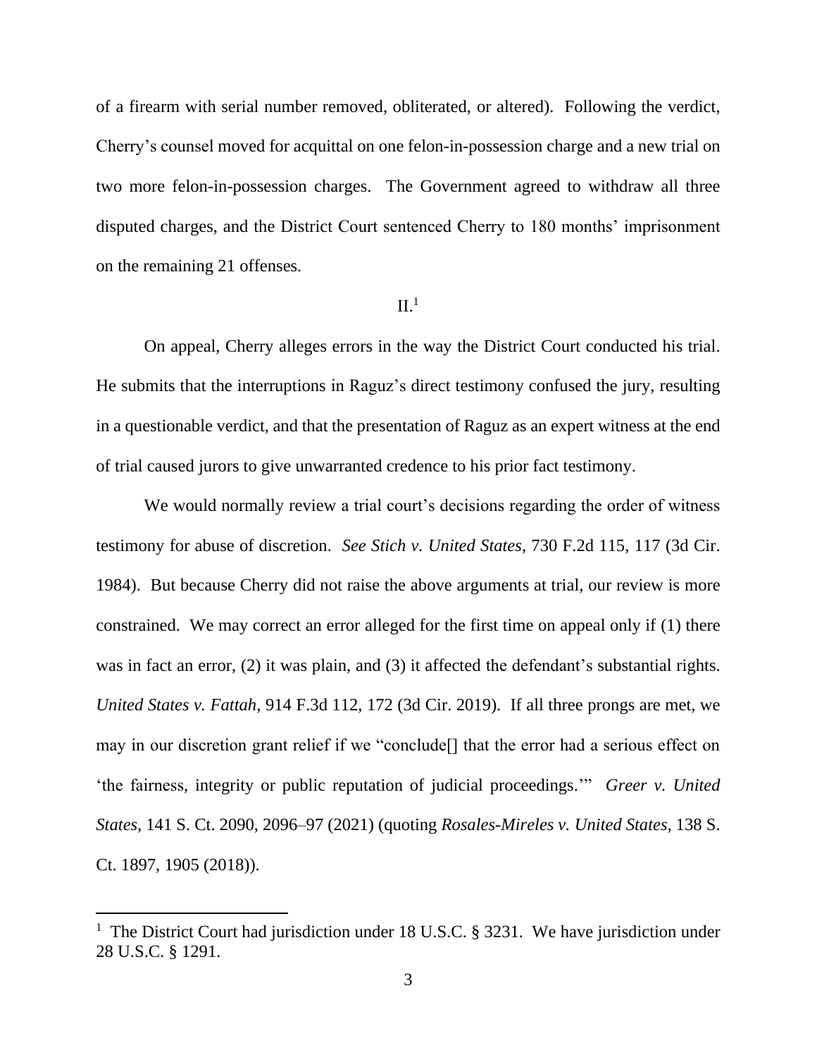of a firearm with serial number removed, obliterated, or altered). Following the verdict, Cherry's counsel moved for acquittal on one felon-in-possession charge and a new trial on two more felon-in-possession charges. The Government agreed to withdraw all three disputed charges, and the District Court sentenced Cherry to 180 months' imprisonment on the remaining 21 offenses.

## II.[1]

On appeal, Cherry alleges errors in the way the District Court conducted his trial. He submits that the interruptions in Raguz's direct testimony confused the jury, resulting in a questionable verdict, and that the presentation of Raguz as an expert witness at the end of trial caused jurors to give unwarranted credence to his prior fact testimony.

We would normally review a trial court's decisions regarding the order of witness testimony for abuse of discretion. *See Stich v. United States*, 730 F.2d 115, 117 (3d Cir. 1984). But because Cherry did not raise the above arguments at trial, our review is more constrained. We may correct an error alleged for the first time on appeal only if (1) there was in fact an error, (2) it was plain, and (3) it affected the defendant's substantial rights. *United States v. Fattah*, 914 F.3d 112, 172 (3d Cir. 2019). If all three prongs are met, we may in our discretion grant relief if we "conclude[] that the error had a serious effect on 'the fairness, integrity or public reputation of judicial proceedings.'" *Greer v. United States*, 141 S. Ct. 2090, 2096–97 (2021) (quoting *Rosales-Mireles v. United States*, 138 S. Ct. 1897, 1905 (2018)).

---

[1] The District Court had jurisdiction under 18 U.S.C. § 3231. We have jurisdiction under 28 U.S.C. § 1291.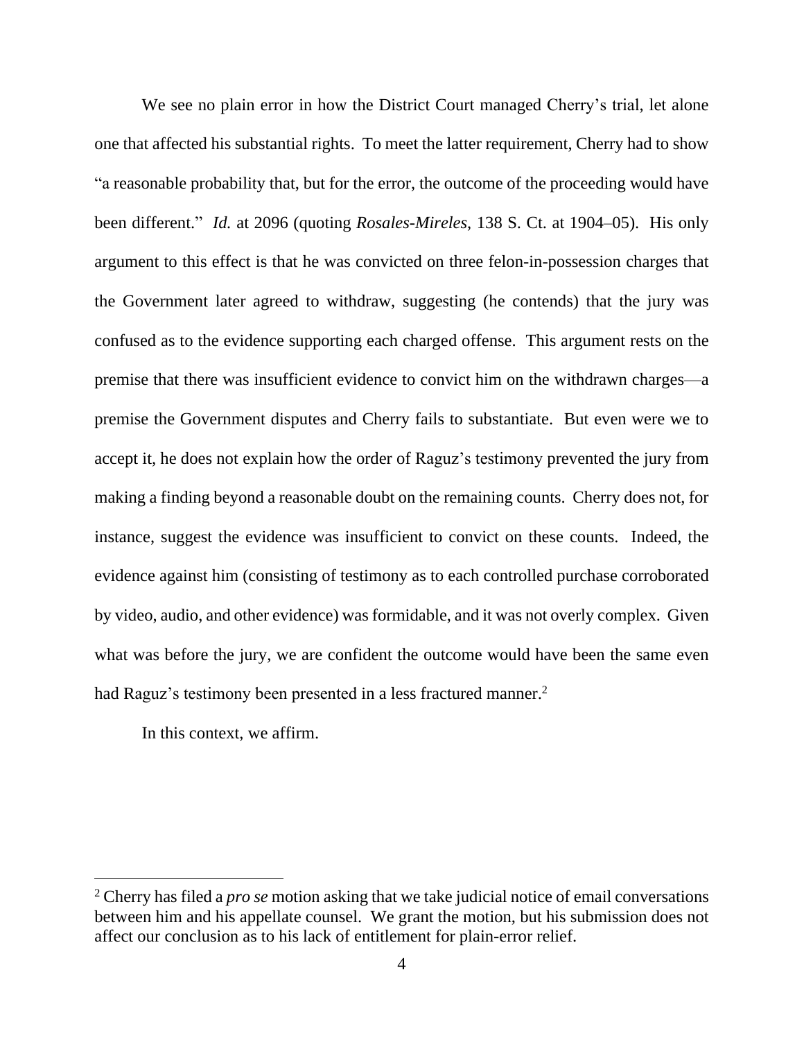We see no plain error in how the District Court managed Cherry's trial, let alone one that affected his substantial rights. To meet the latter requirement, Cherry had to show "a reasonable probability that, but for the error, the outcome of the proceeding would have been different." *Id.* at 2096 (quoting *Rosales-Mireles*, 138 S. Ct. at 1904–05). His only argument to this effect is that he was convicted on three felon-in-possession charges that the Government later agreed to withdraw, suggesting (he contends) that the jury was confused as to the evidence supporting each charged offense. This argument rests on the premise that there was insufficient evidence to convict him on the withdrawn charges—a premise the Government disputes and Cherry fails to substantiate. But even were we to accept it, he does not explain how the order of Raguz's testimony prevented the jury from making a finding beyond a reasonable doubt on the remaining counts. Cherry does not, for instance, suggest the evidence was insufficient to convict on these counts. Indeed, the evidence against him (consisting of testimony as to each controlled purchase corroborated by video, audio, and other evidence) was formidable, and it was not overly complex. Given what was before the jury, we are confident the outcome would have been the same even had Raguz's testimony been presented in a less fractured manner.[2]

In this context, we affirm.

---

[2] Cherry has filed a *pro se* motion asking that we take judicial notice of email conversations between him and his appellate counsel. We grant the motion, but his submission does not affect our conclusion as to his lack of entitlement for plain-error relief.